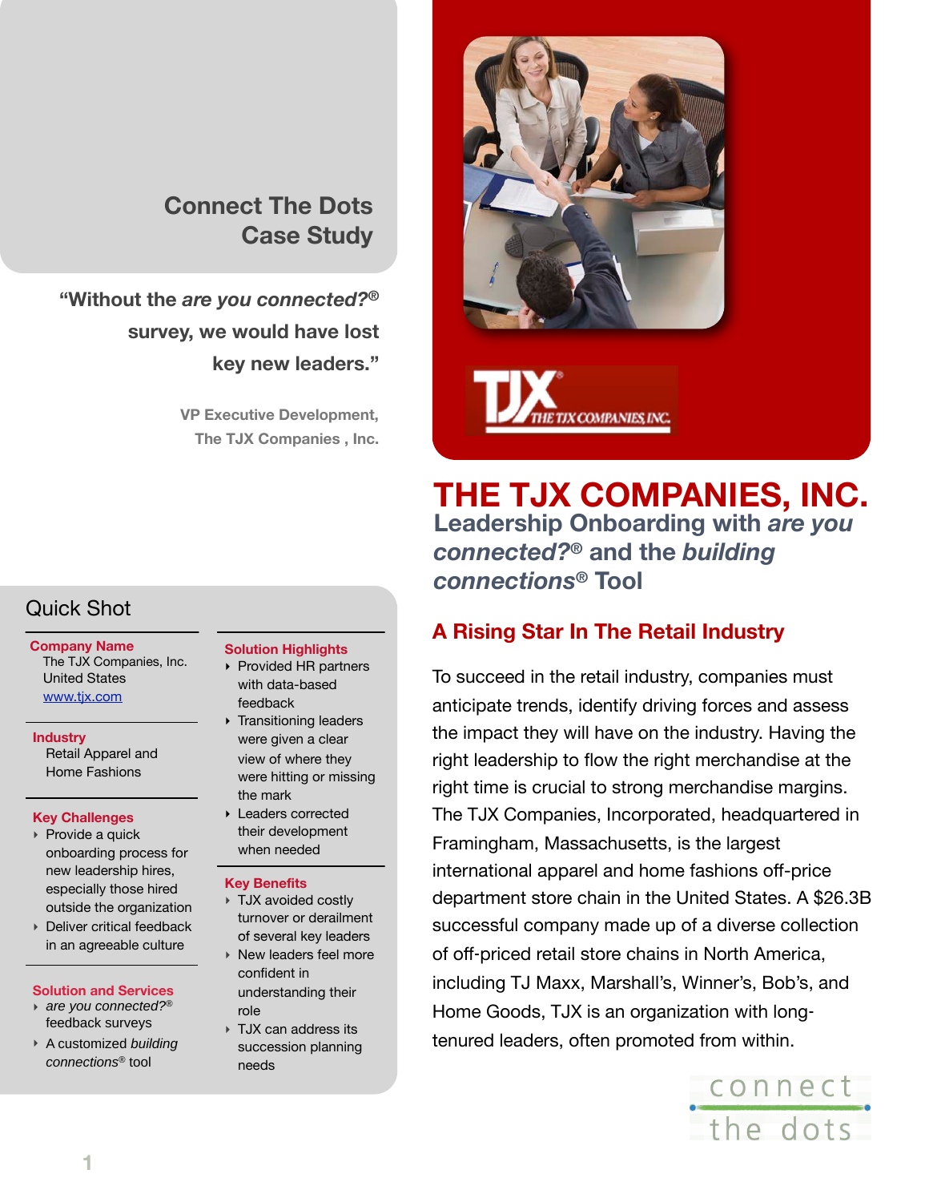# Connect The Dots Case Study

"Without the *are you connected?*® survey, we would have lost key new leaders."

VP Executive Development, The TJX Companies , Inc.

# THE TJX COMPANIES, INC.

## Leadership Onboarding with *are you connected?*® and the *building connections*® Tool

### A Rising Star In The Retail Industry

To succeed in the retail industry, companies must anticipate trends, identify driving forces and assess the impact they will have on the industry. Having the right leadership to flow the right merchandise at the right time is crucial to strong merchandise margins. The TJX Companies, Incorporated, headquartered in Framingham, Massachusetts, is the largest international apparel and home fashions off-price department store chain in the United States. A $26.3B successful company made up of a diverse collection of off-priced retail store chains in North America, including TJ Maxx, Marshall's, Winner's, Bob's, and Home Goods, TJX is an organization with long-tenured leaders, often promoted from within.

## Quick Shot

**Company Name**
The TJX Companies, Inc.
United States
www.tjx.com

**Industry**
Retail Apparel and Home Fashions

**Key Challenges**
- Provide a quick onboarding process for new leadership hires, especially those hired outside the organization
- Deliver critical feedback in an agreeable culture

**Solution and Services**
- *are you connected?*® feedback surveys
- A customized *building connections*® tool

**Solution Highlights**
- Provided HR partners with data-based feedback
- Transitioning leaders were given a clear view of where they were hitting or missing the mark
- Leaders corrected their development when needed

**Key Benefits**
- TJX avoided costly turnover or derailment of several key leaders
- New leaders feel more confident in understanding their role
- TJX can address its succession planning needs

connect the dots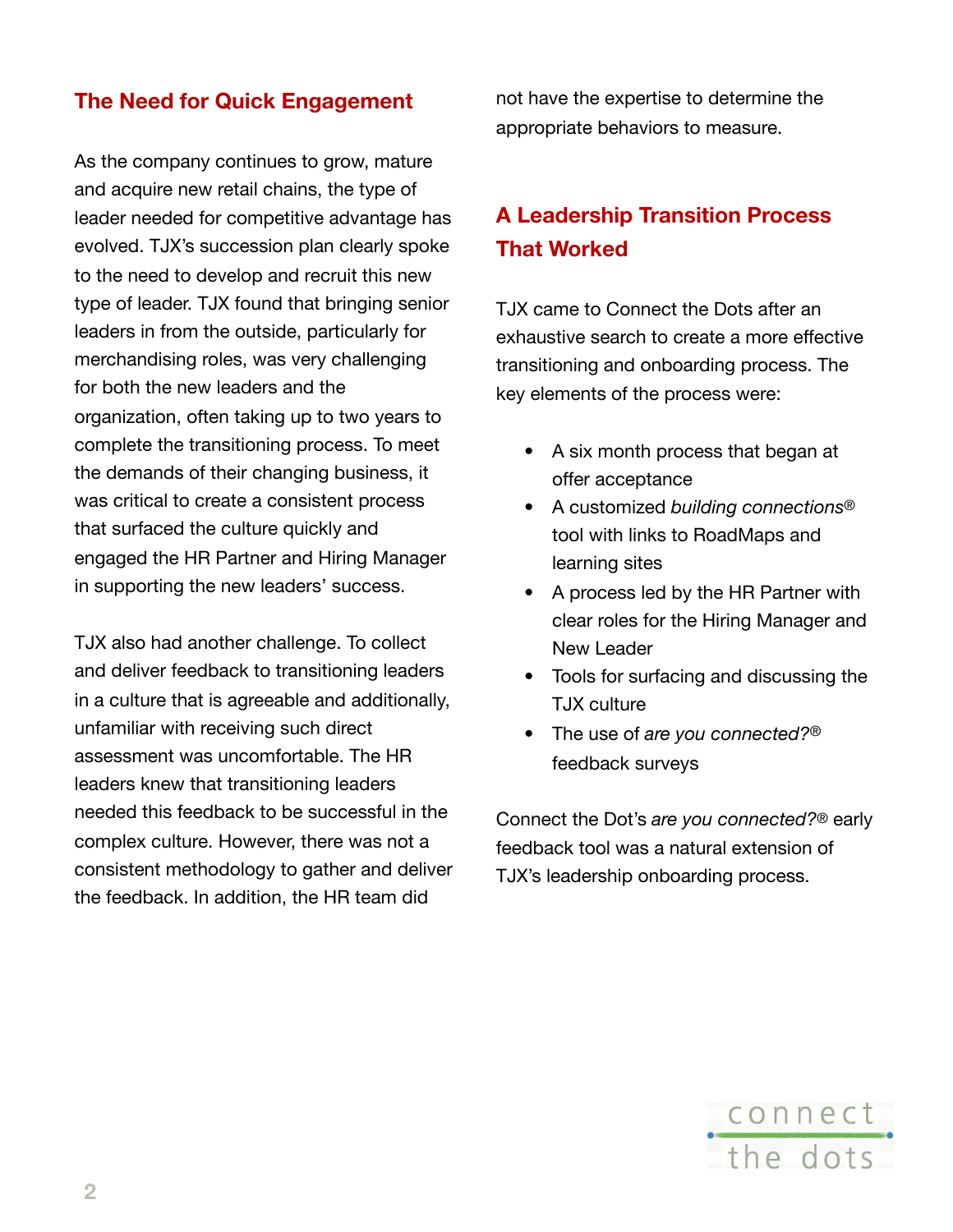## The Need for Quick Engagement

As the company continues to grow, mature and acquire new retail chains, the type of leader needed for competitive advantage has evolved. TJX's succession plan clearly spoke to the need to develop and recruit this new type of leader. TJX found that bringing senior leaders in from the outside, particularly for merchandising roles, was very challenging for both the new leaders and the organization, often taking up to two years to complete the transitioning process. To meet the demands of their changing business, it was critical to create a consistent process that surfaced the culture quickly and engaged the HR Partner and Hiring Manager in supporting the new leaders' success.

TJX also had another challenge. To collect and deliver feedback to transitioning leaders in a culture that is agreeable and additionally, unfamiliar with receiving such direct assessment was uncomfortable. The HR leaders knew that transitioning leaders needed this feedback to be successful in the complex culture. However, there was not a consistent methodology to gather and deliver the feedback. In addition, the HR team did not have the expertise to determine the appropriate behaviors to measure.

## A Leadership Transition Process That Worked

TJX came to Connect the Dots after an exhaustive search to create a more effective transitioning and onboarding process. The key elements of the process were:

- A six month process that began at offer acceptance
- A customized *building connections*® tool with links to RoadMaps and learning sites
- A process led by the HR Partner with clear roles for the Hiring Manager and New Leader
- Tools for surfacing and discussing the TJX culture
- The use of *are you connected?*® feedback surveys

Connect the Dot's *are you connected?*® early feedback tool was a natural extension of TJX's leadership onboarding process.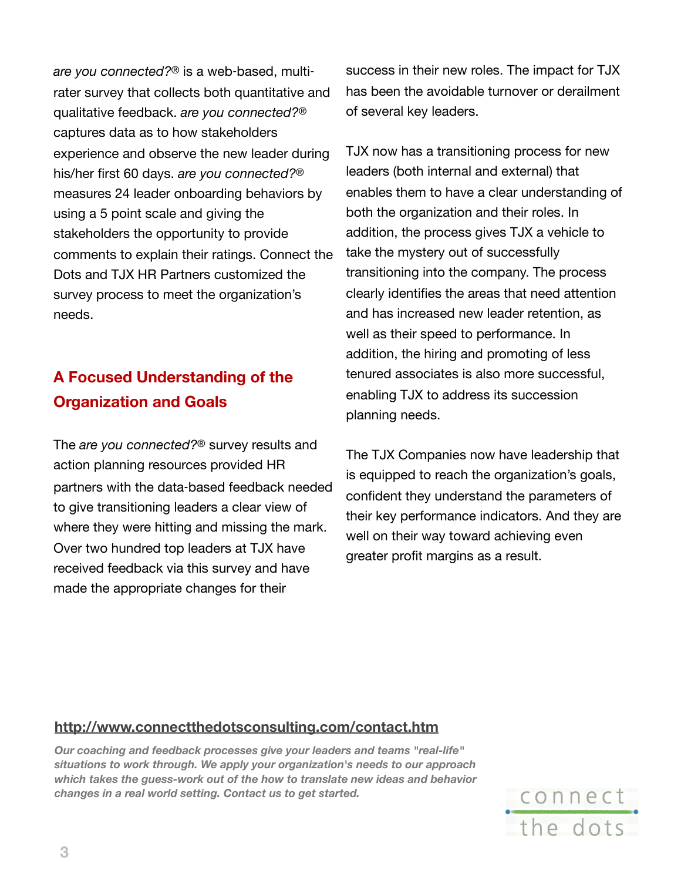*are you connected?*® is a web-based, multi-rater survey that collects both quantitative and qualitative feedback. *are you connected?*® captures data as to how stakeholders experience and observe the new leader during his/her first 60 days. *are you connected?*® measures 24 leader onboarding behaviors by using a 5 point scale and giving the stakeholders the opportunity to provide comments to explain their ratings. Connect the Dots and TJX HR Partners customized the survey process to meet the organization's needs.

## A Focused Understanding of the Organization and Goals

The *are you connected?*® survey results and action planning resources provided HR partners with the data-based feedback needed to give transitioning leaders a clear view of where they were hitting and missing the mark. Over two hundred top leaders at TJX have received feedback via this survey and have made the appropriate changes for their success in their new roles. The impact for TJX has been the avoidable turnover or derailment of several key leaders.

TJX now has a transitioning process for new leaders (both internal and external) that enables them to have a clear understanding of both the organization and their roles. In addition, the process gives TJX a vehicle to take the mystery out of successfully transitioning into the company. The process clearly identifies the areas that need attention and has increased new leader retention, as well as their speed to performance. In addition, the hiring and promoting of less tenured associates is also more successful, enabling TJX to address its succession planning needs.

The TJX Companies now have leadership that is equipped to reach the organization's goals, confident they understand the parameters of their key performance indicators. And they are well on their way toward achieving even greater profit margins as a result.

**http://www.connectthedotsconsulting.com/contact.htm**

***Our coaching and feedback processes give your leaders and teams "real-life" situations to work through. We apply your organization's needs to our approach which takes the guess-work out of the how to translate new ideas and behavior changes in a real world setting. Contact us to get started.***

connect the dots